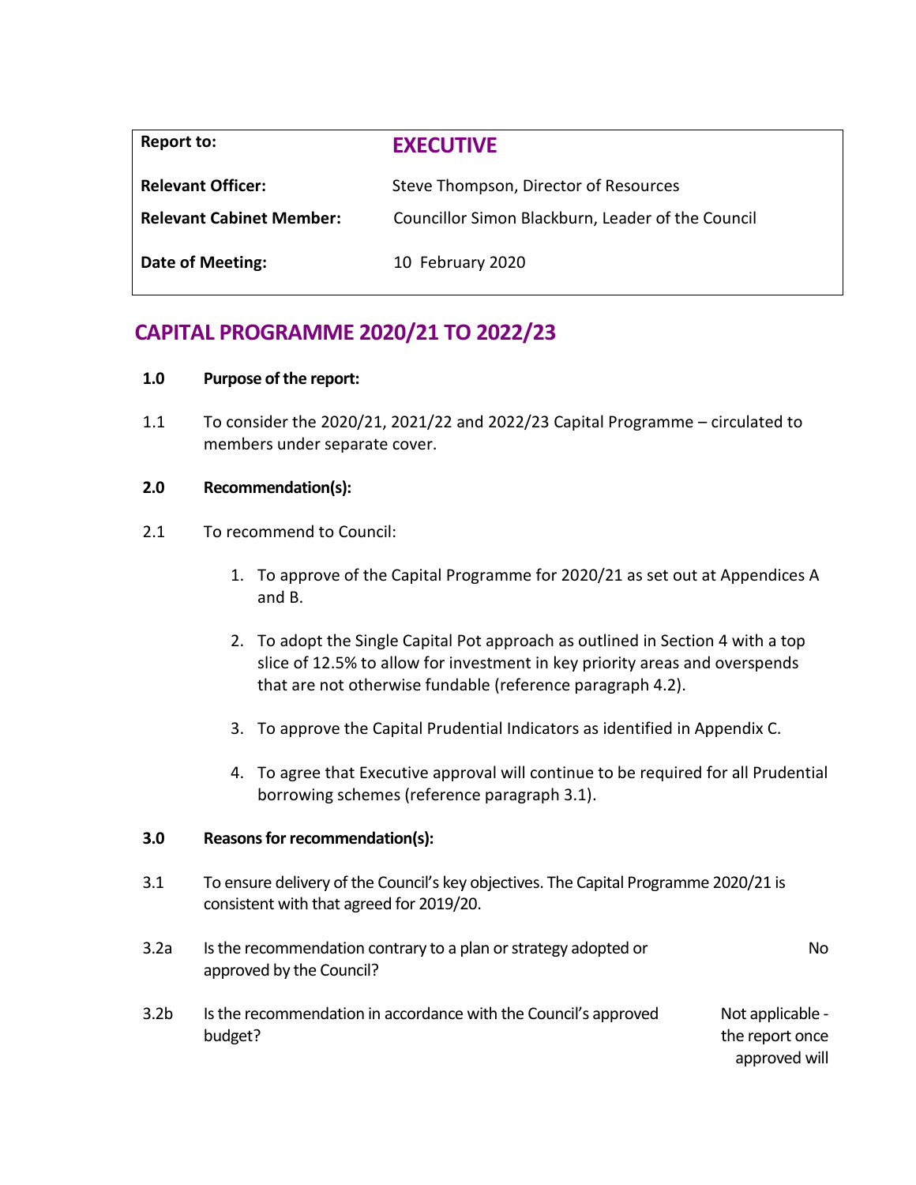| Report to: | **EXECUTIVE** |
|---|---|
| **Relevant Officer:** | Steve Thompson, Director of Resources |
| **Relevant Cabinet Member:** | Councillor Simon Blackburn, Leader of the Council |
| **Date of Meeting:** | 10 February 2020 |

# CAPITAL PROGRAMME 2020/21 TO 2022/23

**1.0 Purpose of the report:**

1.1 To consider the 2020/21, 2021/22 and 2022/23 Capital Programme – circulated to members under separate cover.

**2.0 Recommendation(s):**

2.1 To recommend to Council:

1. To approve of the Capital Programme for 2020/21 as set out at Appendices A and B.
2. To adopt the Single Capital Pot approach as outlined in Section 4 with a top slice of 12.5% to allow for investment in key priority areas and overspends that are not otherwise fundable (reference paragraph 4.2).
3. To approve the Capital Prudential Indicators as identified in Appendix C.
4. To agree that Executive approval will continue to be required for all Prudential borrowing schemes (reference paragraph 3.1).

**3.0 Reasons for recommendation(s):**

3.1 To ensure delivery of the Council's key objectives. The Capital Programme 2020/21 is consistent with that agreed for 2019/20.

3.2a Is the recommendation contrary to a plan or strategy adopted or approved by the Council? No

3.2b Is the recommendation in accordance with the Council's approved budget? Not applicable - the report once approved will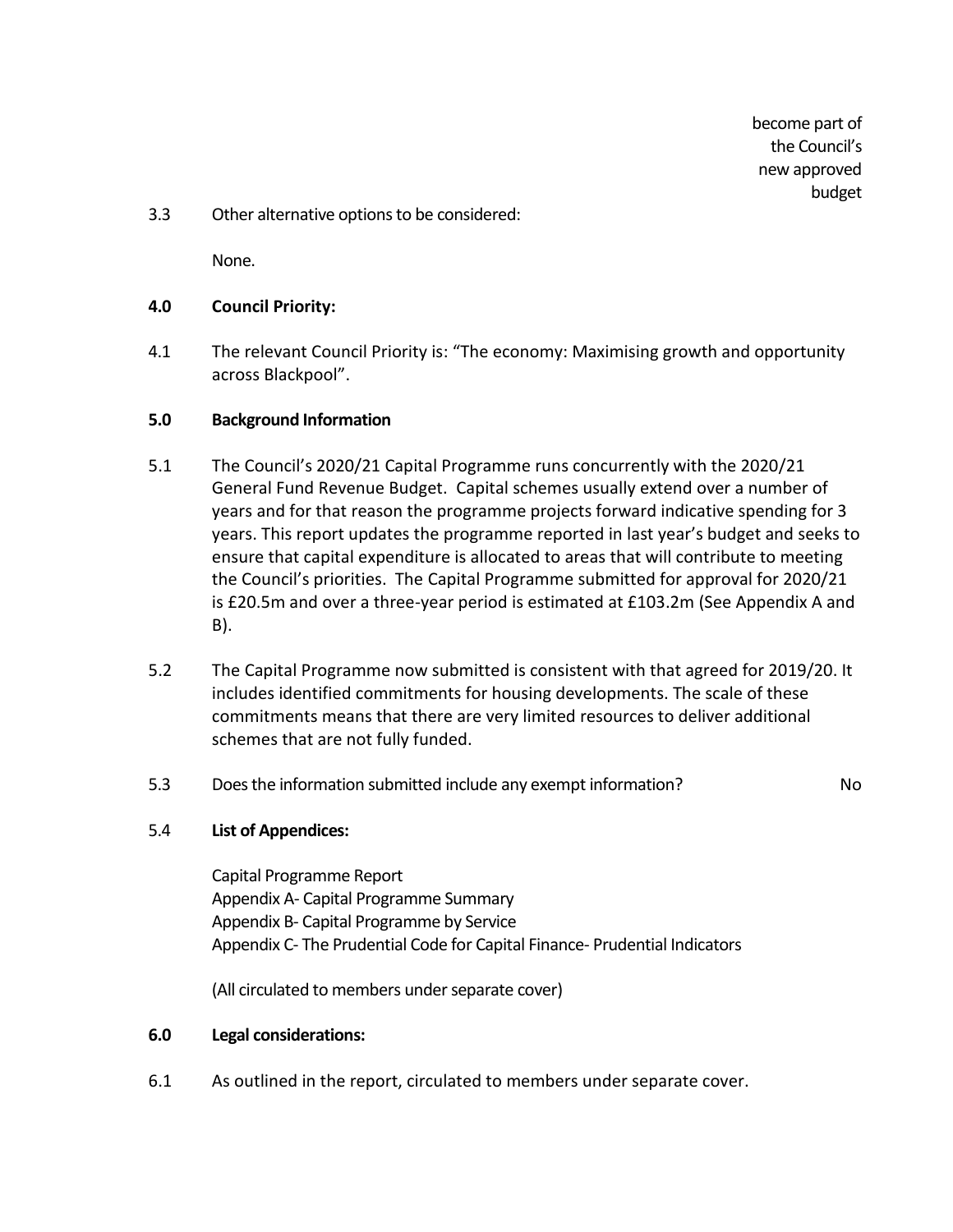become part of the Council's new approved budget

3.3 Other alternative options to be considered:

None.

**4.0 Council Priority:**

4.1 The relevant Council Priority is: "The economy: Maximising growth and opportunity across Blackpool".

**5.0 Background Information**

5.1 The Council's 2020/21 Capital Programme runs concurrently with the 2020/21 General Fund Revenue Budget. Capital schemes usually extend over a number of years and for that reason the programme projects forward indicative spending for 3 years. This report updates the programme reported in last year's budget and seeks to ensure that capital expenditure is allocated to areas that will contribute to meeting the Council's priorities. The Capital Programme submitted for approval for 2020/21 is £20.5m and over a three-year period is estimated at £103.2m (See Appendix A and B).

5.2 The Capital Programme now submitted is consistent with that agreed for 2019/20. It includes identified commitments for housing developments. The scale of these commitments means that there are very limited resources to deliver additional schemes that are not fully funded.

5.3 Does the information submitted include any exempt information? No

5.4 **List of Appendices:**

Capital Programme Report
Appendix A- Capital Programme Summary
Appendix B- Capital Programme by Service
Appendix C- The Prudential Code for Capital Finance- Prudential Indicators

(All circulated to members under separate cover)

**6.0 Legal considerations:**

6.1 As outlined in the report, circulated to members under separate cover.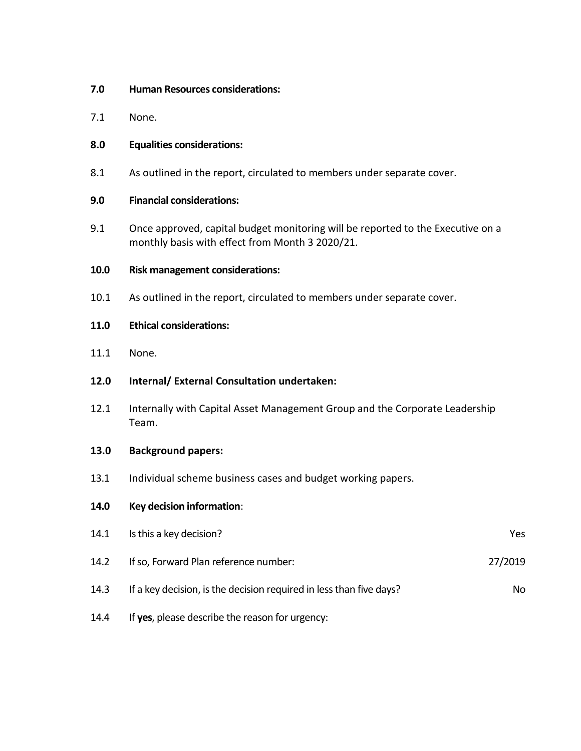## 7.0 Human Resources considerations:

7.1 None.

## 8.0 Equalities considerations:

8.1 As outlined in the report, circulated to members under separate cover.

## 9.0 Financial considerations:

9.1 Once approved, capital budget monitoring will be reported to the Executive on a monthly basis with effect from Month 3 2020/21.

## 10.0 Risk management considerations:

10.1 As outlined in the report, circulated to members under separate cover.

## 11.0 Ethical considerations:

11.1 None.

## 12.0 Internal/ External Consultation undertaken:

12.1 Internally with Capital Asset Management Group and the Corporate Leadership Team.

## 13.0 Background papers:

13.1 Individual scheme business cases and budget working papers.

## 14.0 Key decision information:

| | | |
|---|---|---|
| 14.1 | Is this a key decision? | Yes |
| 14.2 | If so, Forward Plan reference number: | 27/2019 |
| 14.3 | If a key decision, is the decision required in less than five days? | No |
| 14.4 | If **yes**, please describe the reason for urgency: | |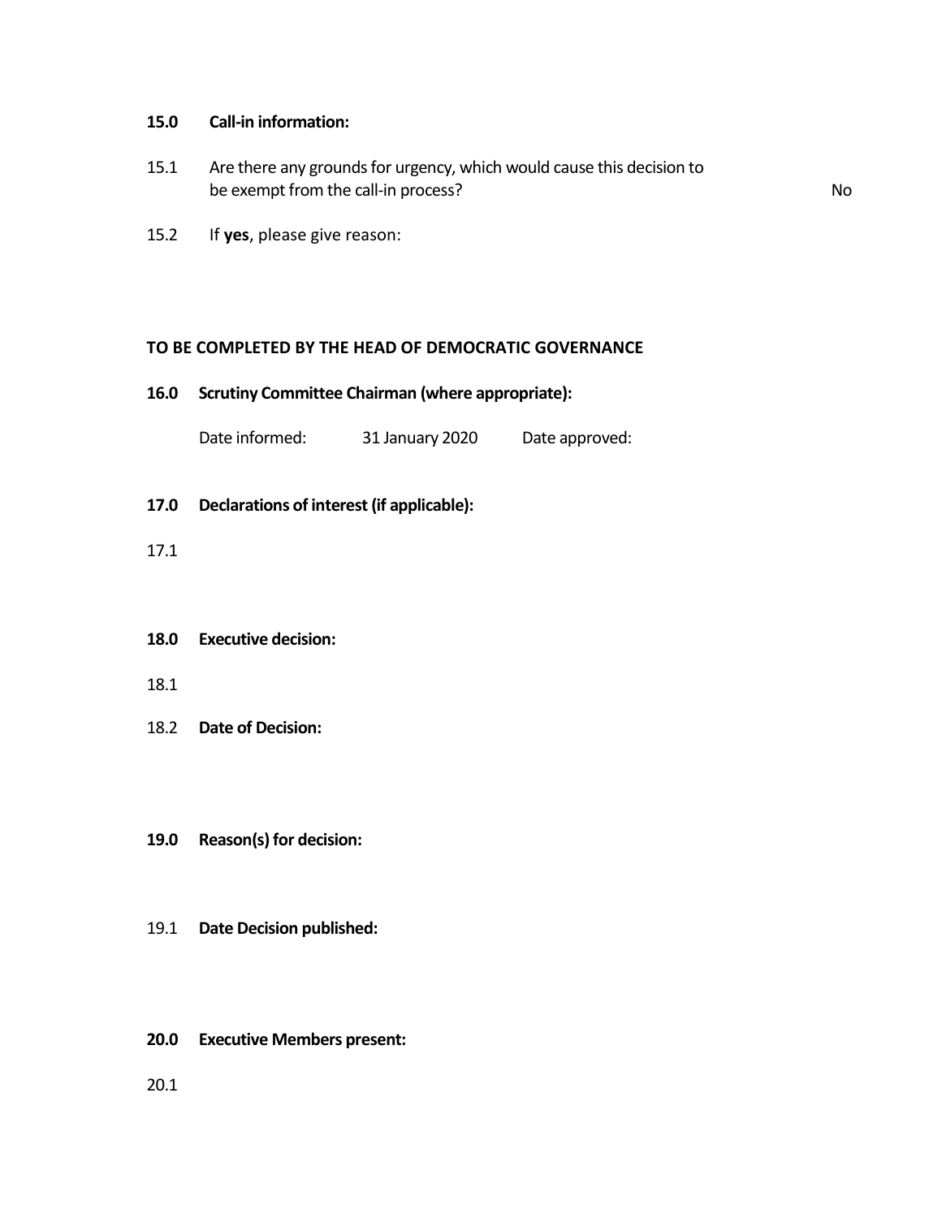**15.0 Call-in information:**

15.1 Are there any grounds for urgency, which would cause this decision to be exempt from the call-in process? No

15.2 If **yes**, please give reason:

**TO BE COMPLETED BY THE HEAD OF DEMOCRATIC GOVERNANCE**

**16.0 Scrutiny Committee Chairman (where appropriate):**

Date informed: 31 January 2020 Date approved:

**17.0 Declarations of interest (if applicable):**

17.1

**18.0 Executive decision:**

18.1

18.2 **Date of Decision:**

**19.0 Reason(s) for decision:**

19.1 **Date Decision published:**

**20.0 Executive Members present:**

20.1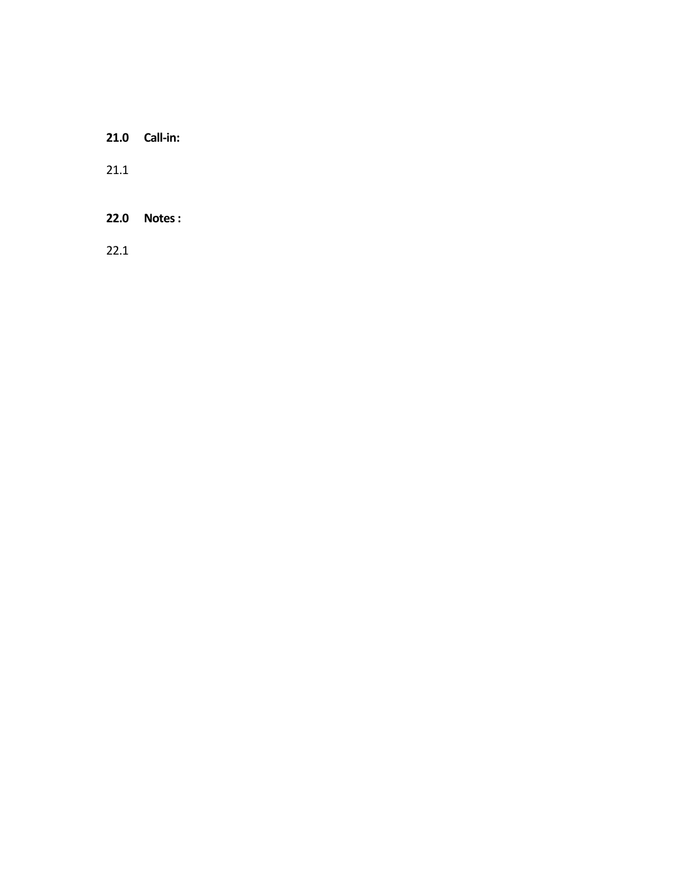## 21.0 Call-in:

21.1

## 22.0 Notes :

22.1